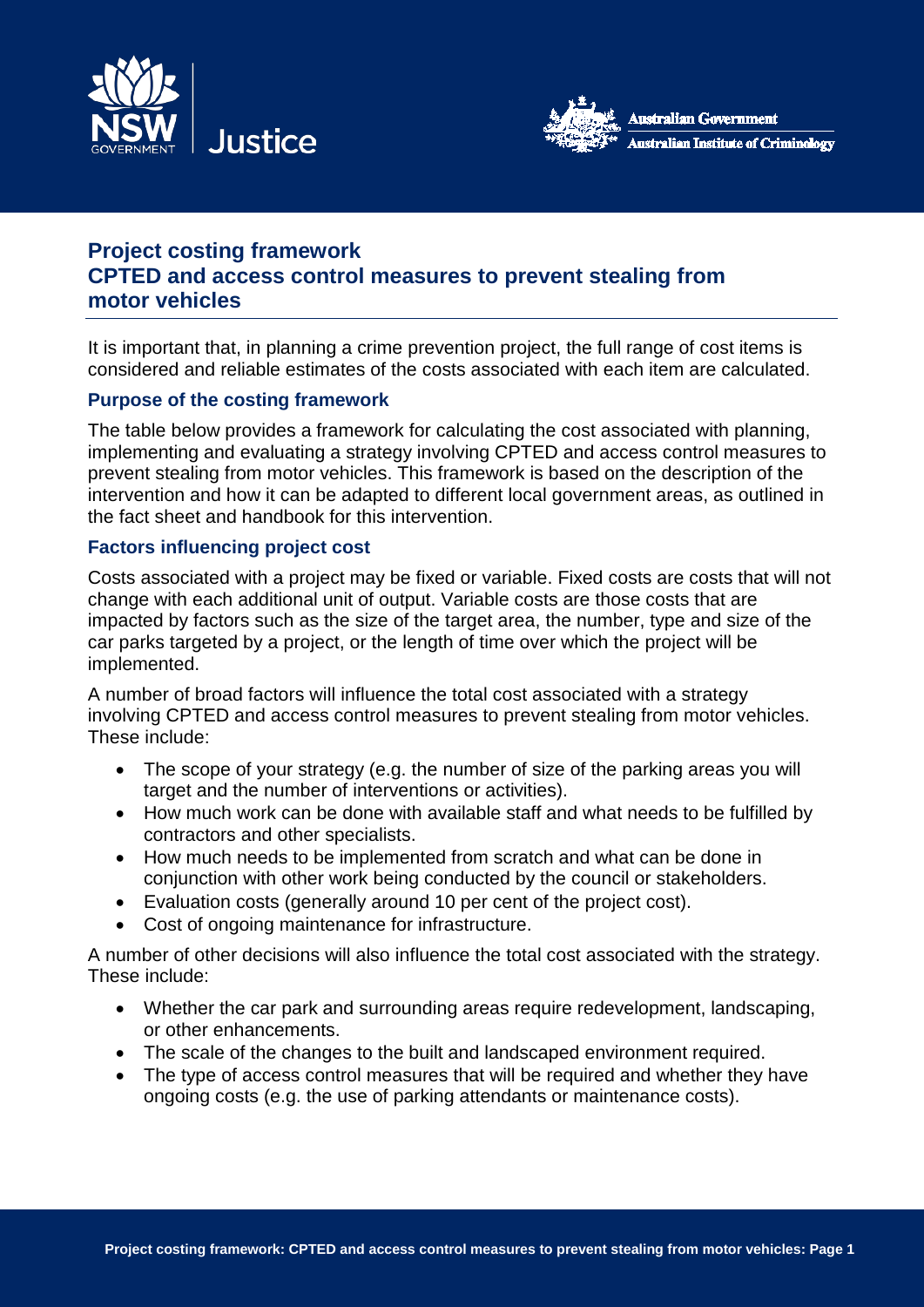# Project costing framework
# CPTED and access control measures to prevent stealing from motor vehicles

It is important that, in planning a crime prevention project, the full range of cost items is considered and reliable estimates of the costs associated with each item are calculated.

### Purpose of the costing framework

The table below provides a framework for calculating the cost associated with planning, implementing and evaluating a strategy involving CPTED and access control measures to prevent stealing from motor vehicles. This framework is based on the description of the intervention and how it can be adapted to different local government areas, as outlined in the fact sheet and handbook for this intervention.

### Factors influencing project cost

Costs associated with a project may be fixed or variable. Fixed costs are costs that will not change with each additional unit of output. Variable costs are those costs that are impacted by factors such as the size of the target area, the number, type and size of the car parks targeted by a project, or the length of time over which the project will be implemented.

A number of broad factors will influence the total cost associated with a strategy involving CPTED and access control measures to prevent stealing from motor vehicles. These include:

- The scope of your strategy (e.g. the number of size of the parking areas you will target and the number of interventions or activities).
- How much work can be done with available staff and what needs to be fulfilled by contractors and other specialists.
- How much needs to be implemented from scratch and what can be done in conjunction with other work being conducted by the council or stakeholders.
- Evaluation costs (generally around 10 per cent of the project cost).
- Cost of ongoing maintenance for infrastructure.

A number of other decisions will also influence the total cost associated with the strategy. These include:

- Whether the car park and surrounding areas require redevelopment, landscaping, or other enhancements.
- The scale of the changes to the built and landscaped environment required.
- The type of access control measures that will be required and whether they have ongoing costs (e.g. the use of parking attendants or maintenance costs).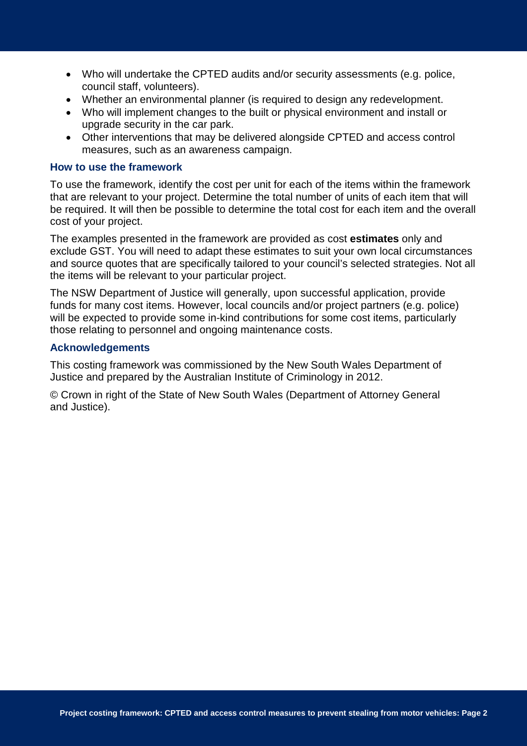- Who will undertake the CPTED audits and/or security assessments (e.g. police, council staff, volunteers).
- Whether an environmental planner (is required to design any redevelopment.
- Who will implement changes to the built or physical environment and install or upgrade security in the car park.
- Other interventions that may be delivered alongside CPTED and access control measures, such as an awareness campaign.

### How to use the framework

To use the framework, identify the cost per unit for each of the items within the framework that are relevant to your project. Determine the total number of units of each item that will be required. It will then be possible to determine the total cost for each item and the overall cost of your project.

The examples presented in the framework are provided as cost **estimates** only and exclude GST. You will need to adapt these estimates to suit your own local circumstances and source quotes that are specifically tailored to your council's selected strategies. Not all the items will be relevant to your particular project.

The NSW Department of Justice will generally, upon successful application, provide funds for many cost items. However, local councils and/or project partners (e.g. police) will be expected to provide some in-kind contributions for some cost items, particularly those relating to personnel and ongoing maintenance costs.

### Acknowledgements

This costing framework was commissioned by the New South Wales Department of Justice and prepared by the Australian Institute of Criminology in 2012.

© Crown in right of the State of New South Wales (Department of Attorney General and Justice).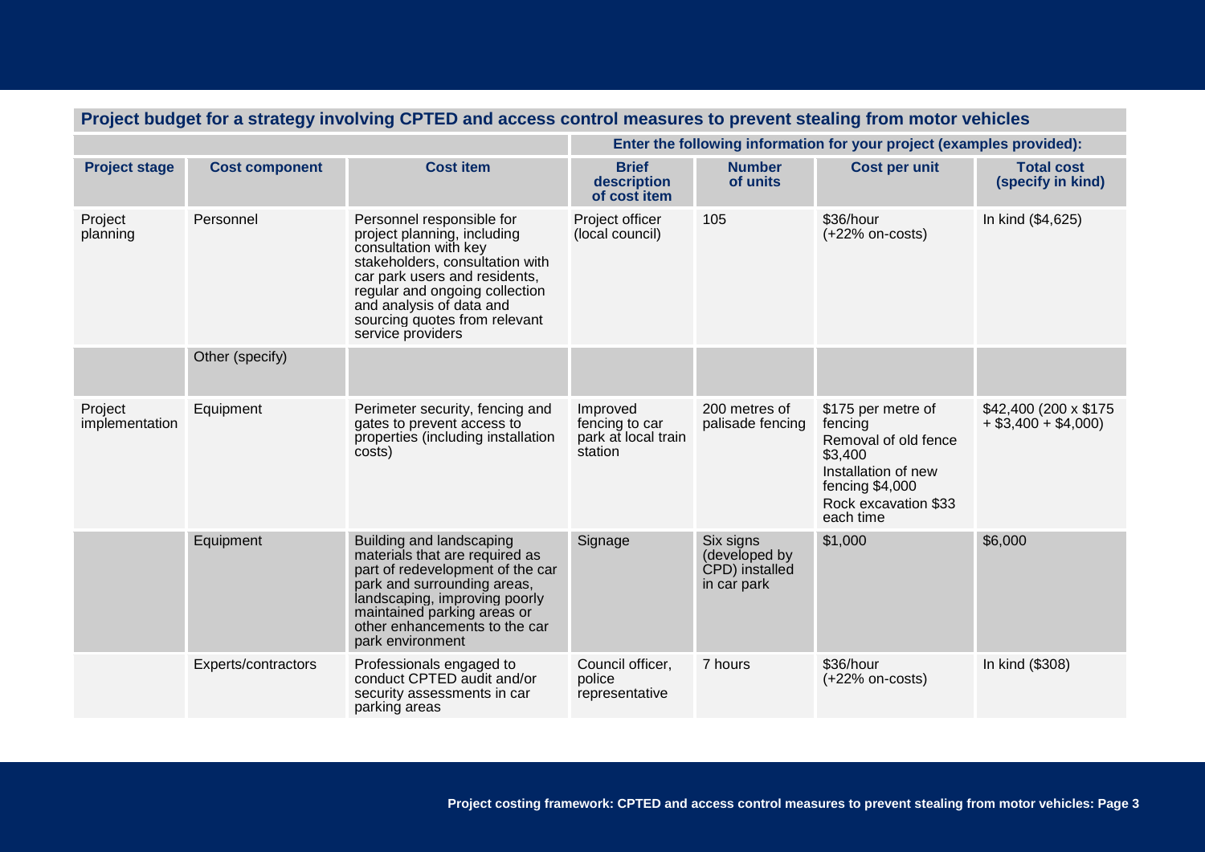| Project budget for a strategy involving CPTED and access control measures to prevent stealing from motor vehicles | | | | | | |
|---|---|---|---|---|---|---|
| | | | Enter the following information for your project (examples provided): | | | |
| **Project stage** | **Cost component** | **Cost item** | **Brief description of cost item** | **Number of units** | **Cost per unit** | **Total cost (specify in kind)** |
| Project planning | Personnel | Personnel responsible for project planning, including consultation with key stakeholders, consultation with car park users and residents, regular and ongoing collection and analysis of data and sourcing quotes from relevant service providers | Project officer (local council) | 105 | $36/hour (+22% on-costs) | In kind ($4,625) |
| | Other (specify) | | | | | |
| Project implementation | Equipment | Perimeter security, fencing and gates to prevent access to properties (including installation costs) | Improved fencing to car park at local train station | 200 metres of palisade fencing | $175 per metre of fencing<br>Removal of old fence $3,400<br>Installation of new fencing $4,000<br>Rock excavation $33 each time | $42,400 (200 x $175 + $3,400 + $4,000) |
| | Equipment | Building and landscaping materials that are required as part of redevelopment of the car park and surrounding areas, landscaping, improving poorly maintained parking areas or other enhancements to the car park environment | Signage | Six signs (developed by CPD) installed in car park | $1,000 | $6,000 |
| | Experts/contractors | Professionals engaged to conduct CPTED audit and/or security assessments in car parking areas | Council officer, police representative | 7 hours | $36/hour (+22% on-costs) | In kind ($308) |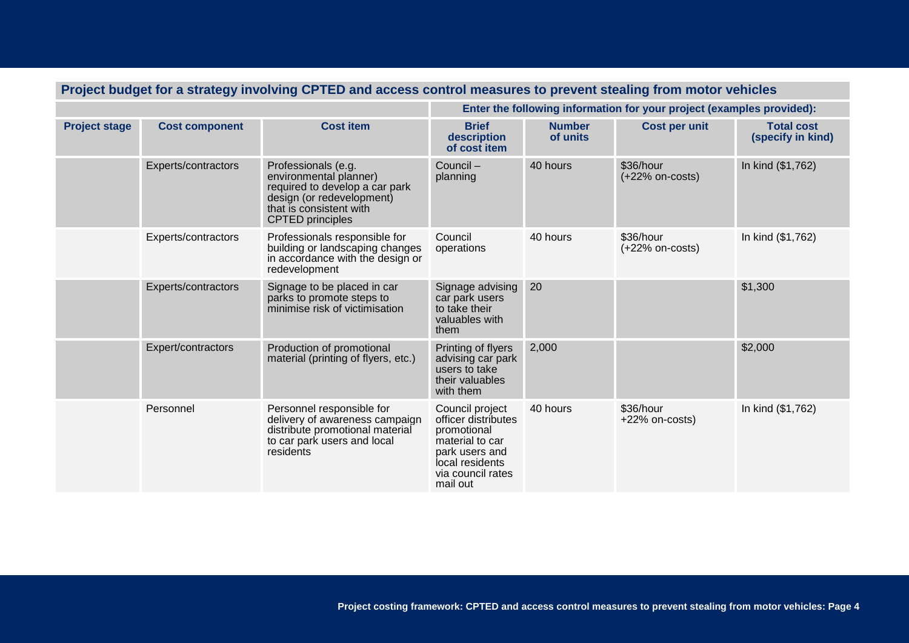## Project budget for a strategy involving CPTED and access control measures to prevent stealing from motor vehicles

| | | | Enter the following information for your project (examples provided): | | | |
|---|---|---|---|---|---|---|
| **Project stage** | **Cost component** | **Cost item** | **Brief description of cost item** | **Number of units** | **Cost per unit** | **Total cost (specify in kind)** |
| | Experts/contractors | Professionals (e.g. environmental planner) required to develop a car park design (or redevelopment) that is consistent with CPTED principles | Council – planning | 40 hours | $36/hour (+22% on-costs) | In kind ($1,762) |
| | Experts/contractors | Professionals responsible for building or landscaping changes in accordance with the design or redevelopment | Council operations | 40 hours | $36/hour (+22% on-costs) | In kind ($1,762) |
| | Experts/contractors | Signage to be placed in car parks to promote steps to minimise risk of victimisation | Signage advising car park users to take their valuables with them | 20 | | $1,300 |
| | Expert/contractors | Production of promotional material (printing of flyers, etc.) | Printing of flyers advising car park users to take their valuables with them | 2,000 | | $2,000 |
| | Personnel | Personnel responsible for delivery of awareness campaign distribute promotional material to car park users and local residents | Council project officer distributes promotional material to car park users and local residents via council rates mail out | 40 hours | $36/hour +22% on-costs) | In kind ($1,762) |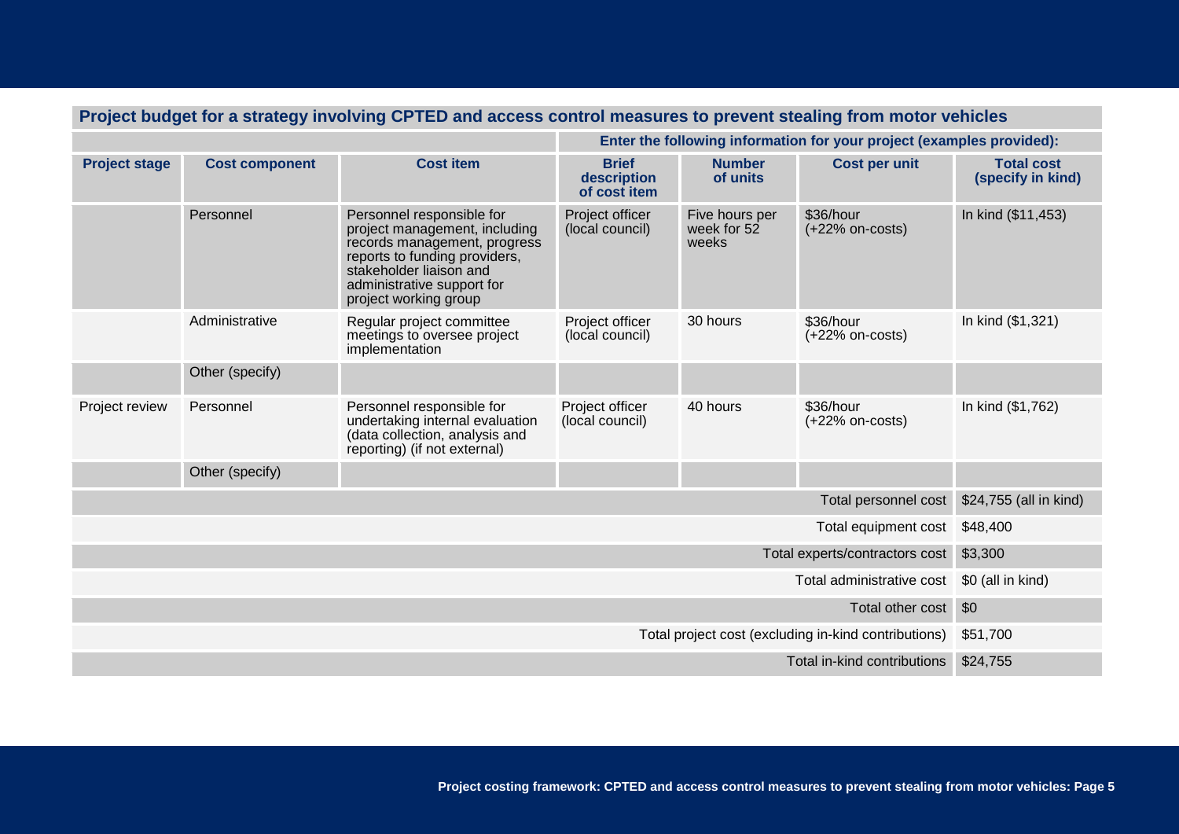## Project budget for a strategy involving CPTED and access control measures to prevent stealing from motor vehicles

| | | | Enter the following information for your project (examples provided): | | | |
|---|---|---|---|---|---|---|
| **Project stage** | **Cost component** | **Cost item** | **Brief description of cost item** | **Number of units** | **Cost per unit** | **Total cost (specify in kind)** |
| | Personnel | Personnel responsible for project management, including records management, progress reports to funding providers, stakeholder liaison and administrative support for project working group | Project officer (local council) | Five hours per week for 52 weeks | $36/hour (+22% on-costs) | In kind ($11,453) |
| | Administrative | Regular project committee meetings to oversee project implementation | Project officer (local council) | 30 hours | $36/hour (+22% on-costs) | In kind ($1,321) |
| | Other (specify) | | | | | |
| Project review | Personnel | Personnel responsible for undertaking internal evaluation (data collection, analysis and reporting) (if not external) | Project officer (local council) | 40 hours | $36/hour (+22% on-costs) | In kind ($1,762) |
| | Other (specify) | | | | | |
| | | | | | Total personnel cost | $24,755 (all in kind) |
| | | | | | Total equipment cost | $48,400 |
| | | | | | Total experts/contractors cost | $3,300 |
| | | | | | Total administrative cost | $0 (all in kind) |
| | | | | | Total other cost | $0 |
| | | | | | Total project cost (excluding in-kind contributions) | $51,700 |
| | | | | | Total in-kind contributions | $24,755 |